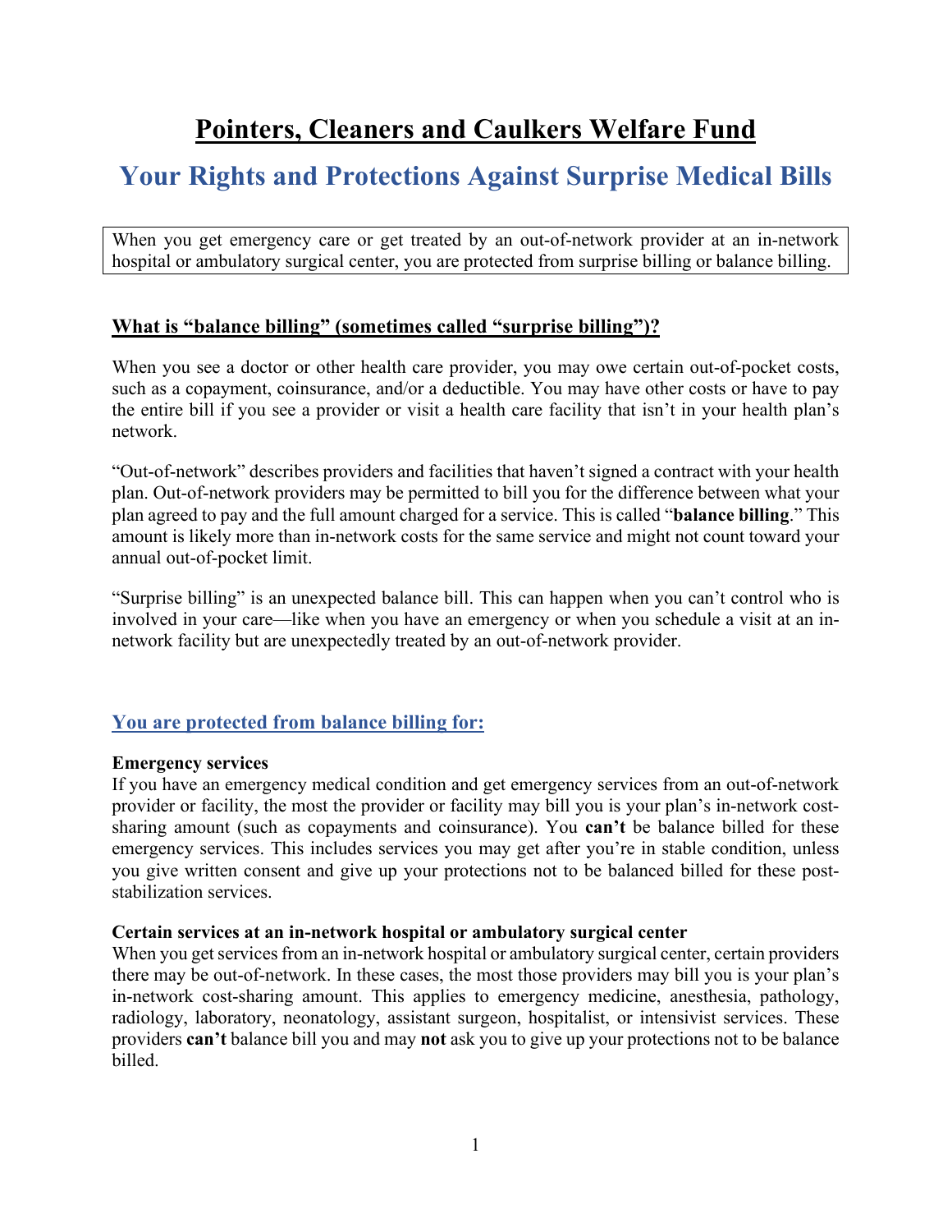# Pointers, Cleaners and Caulkers Welfare Fund

## Your Rights and Protections Against Surprise Medical Bills

When you get emergency care or get treated by an out-of-network provider at an in-network hospital or ambulatory surgical center, you are protected from surprise billing or balance billing.

### What is "balance billing" (sometimes called "surprise billing")?

When you see a doctor or other health care provider, you may owe certain out-of-pocket costs, such as a copayment, coinsurance, and/or a deductible. You may have other costs or have to pay the entire bill if you see a provider or visit a health care facility that isn't in your health plan's network.

"Out-of-network" describes providers and facilities that haven't signed a contract with your health plan. Out-of-network providers may be permitted to bill you for the difference between what your plan agreed to pay and the full amount charged for a service. This is called "**balance billing**." This amount is likely more than in-network costs for the same service and might not count toward your annual out-of-pocket limit.

"Surprise billing" is an unexpected balance bill. This can happen when you can't control who is involved in your care—like when you have an emergency or when you schedule a visit at an in-network facility but are unexpectedly treated by an out-of-network provider.

### You are protected from balance billing for:

**Emergency services**
If you have an emergency medical condition and get emergency services from an out-of-network provider or facility, the most the provider or facility may bill you is your plan's in-network cost-sharing amount (such as copayments and coinsurance). You **can't** be balance billed for these emergency services. This includes services you may get after you're in stable condition, unless you give written consent and give up your protections not to be balanced billed for these post-stabilization services.

**Certain services at an in-network hospital or ambulatory surgical center**
When you get services from an in-network hospital or ambulatory surgical center, certain providers there may be out-of-network. In these cases, the most those providers may bill you is your plan's in-network cost-sharing amount. This applies to emergency medicine, anesthesia, pathology, radiology, laboratory, neonatology, assistant surgeon, hospitalist, or intensivist services. These providers **can't** balance bill you and may **not** ask you to give up your protections not to be balance billed.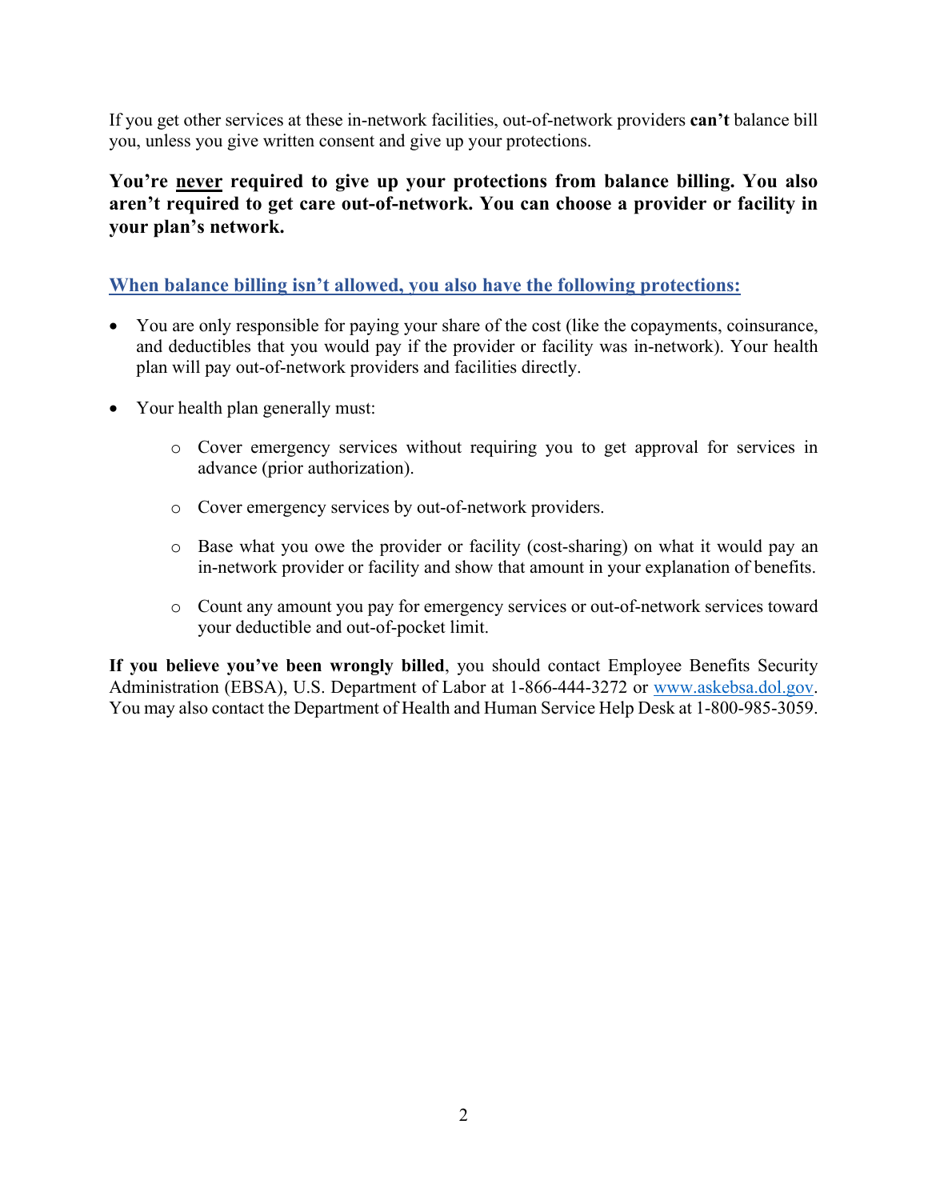If you get other services at these in-network facilities, out-of-network providers **can't** balance bill you, unless you give written consent and give up your protections.

**You're <u>never</u> required to give up your protections from balance billing. You also aren't required to get care out-of-network. You can choose a provider or facility in your plan's network.**

## When balance billing isn't allowed, you also have the following protections:

- You are only responsible for paying your share of the cost (like the copayments, coinsurance, and deductibles that you would pay if the provider or facility was in-network). Your health plan will pay out-of-network providers and facilities directly.

- Your health plan generally must:

  - Cover emergency services without requiring you to get approval for services in advance (prior authorization).

  - Cover emergency services by out-of-network providers.

  - Base what you owe the provider or facility (cost-sharing) on what it would pay an in-network provider or facility and show that amount in your explanation of benefits.

  - Count any amount you pay for emergency services or out-of-network services toward your deductible and out-of-pocket limit.

**If you believe you've been wrongly billed**, you should contact Employee Benefits Security Administration (EBSA), U.S. Department of Labor at 1-866-444-3272 or [www.askebsa.dol.gov](http://www.askebsa.dol.gov). You may also contact the Department of Health and Human Service Help Desk at 1-800-985-3059.